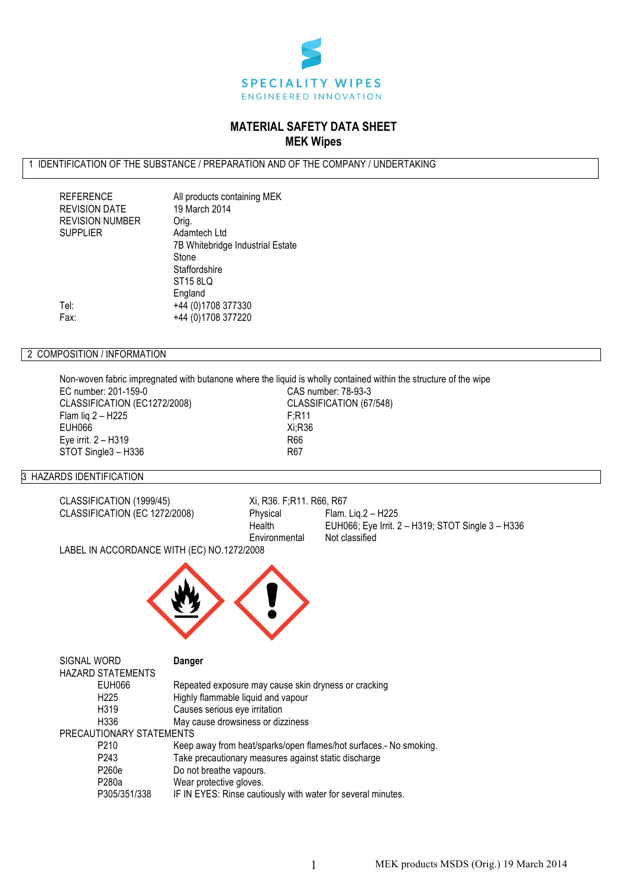SPECIALITY WIPES

ENGINEERED INNOVATION

# MATERIAL SAFETY DATA SHEET
## MEK Wipes

## 1 IDENTIFICATION OF THE SUBSTANCE / PREPARATION AND OF THE COMPANY / UNDERTAKING

| | |
|---|---|
| REFERENCE | All products containing MEK |
| REVISION DATE | 19 March 2014 |
| REVISION NUMBER | Orig. |
| SUPPLIER | Adamtech Ltd<br>7B Whitebridge Industrial Estate<br>Stone<br>Staffordshire<br>ST15 8LQ<br>England |
| Tel: | +44 (0)1708 377330 |
| Fax: | +44 (0)1708 377220 |

## 2 COMPOSITION / INFORMATION

Non-woven fabric impregnated with butanone where the liquid is wholly contained within the structure of the wipe

| | |
|---|---|
| EC number: 201-159-0 | CAS number: 78-93-3 |
| CLASSIFICATION (EC1272/2008) | CLASSIFICATION (67/548) |
| Flam liq 2 – H225 | F;R11 |
| EUH066 | Xi;R36 |
| Eye irrit. 2 – H319 | R66 |
| STOT Single3 – H336 | R67 |

## 3 HAZARDS IDENTIFICATION

| | | |
|---|---|---|
| CLASSIFICATION (1999/45) | Xi, R36. F;R11. R66, R67 | |
| CLASSIFICATION (EC 1272/2008) | Physical | Flam. Liq.2 – H225 |
| | Health | EUH066; Eye Irrit. 2 – H319; STOT Single 3 – H336 |
| | Environmental | Not classified |

LABEL IN ACCORDANCE WITH (EC) NO.1272/2008

SIGNAL WORD **Danger**

HAZARD STATEMENTS

| | |
|---|---|
| EUH066 | Repeated exposure may cause skin dryness or cracking |
| H225 | Highly flammable liquid and vapour |
| H319 | Causes serious eye irritation |
| H336 | May cause drowsiness or dizziness |

PRECAUTIONARY STATEMENTS

| | |
|---|---|
| P210 | Keep away from heat/sparks/open flames/hot surfaces.- No smoking. |
| P243 | Take precautionary measures against static discharge |
| P260e | Do not breathe vapours. |
| P280a | Wear protective gloves. |
| P305/351/338 | IF IN EYES: Rinse cautiously with water for several minutes. |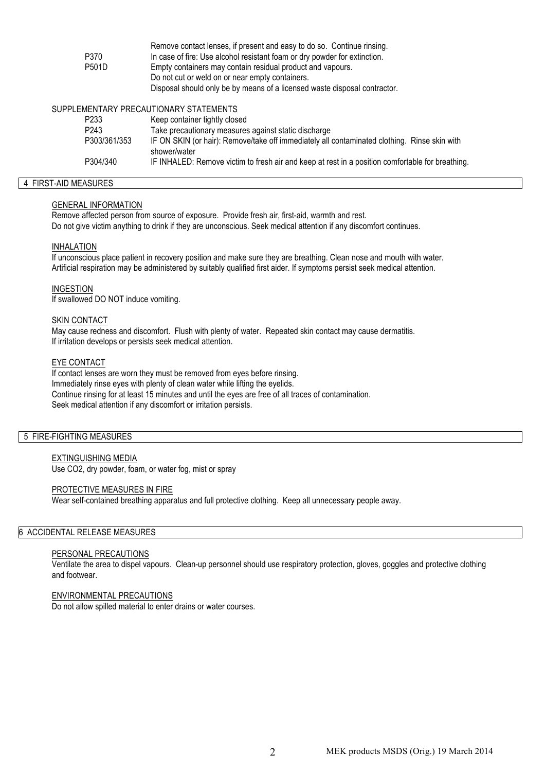| | |
|---|---|
| | Remove contact lenses, if present and easy to do so. Continue rinsing. |
| P370 | In case of fire: Use alcohol resistant foam or dry powder for extinction. |
| P501D | Empty containers may contain residual product and vapours. Do not cut or weld on or near empty containers. Disposal should only be by means of a licensed waste disposal contractor. |

SUPPLEMENTARY PRECAUTIONARY STATEMENTS

| | |
|---|---|
| P233 | Keep container tightly closed |
| P243 | Take precautionary measures against static discharge |
| P303/361/353 | IF ON SKIN (or hair): Remove/take off immediately all contaminated clothing. Rinse skin with shower/water |
| P304/340 | IF INHALED: Remove victim to fresh air and keep at rest in a position comfortable for breathing. |

## 4 FIRST-AID MEASURES

GENERAL INFORMATION

Remove affected person from source of exposure. Provide fresh air, first-aid, warmth and rest.
Do not give victim anything to drink if they are unconscious. Seek medical attention if any discomfort continues.

INHALATION

If unconscious place patient in recovery position and make sure they are breathing. Clean nose and mouth with water.
Artificial respiration may be administered by suitably qualified first aider. If symptoms persist seek medical attention.

INGESTION

If swallowed DO NOT induce vomiting.

SKIN CONTACT

May cause redness and discomfort. Flush with plenty of water. Repeated skin contact may cause dermatitis.
If irritation develops or persists seek medical attention.

EYE CONTACT

If contact lenses are worn they must be removed from eyes before rinsing.
Immediately rinse eyes with plenty of clean water while lifting the eyelids.
Continue rinsing for at least 15 minutes and until the eyes are free of all traces of contamination.
Seek medical attention if any discomfort or irritation persists.

## 5 FIRE-FIGHTING MEASURES

EXTINGUISHING MEDIA

Use CO2, dry powder, foam, or water fog, mist or spray

PROTECTIVE MEASURES IN FIRE

Wear self-contained breathing apparatus and full protective clothing. Keep all unnecessary people away.

## 6 ACCIDENTAL RELEASE MEASURES

PERSONAL PRECAUTIONS

Ventilate the area to dispel vapours. Clean-up personnel should use respiratory protection, gloves, goggles and protective clothing and footwear.

ENVIRONMENTAL PRECAUTIONS

Do not allow spilled material to enter drains or water courses.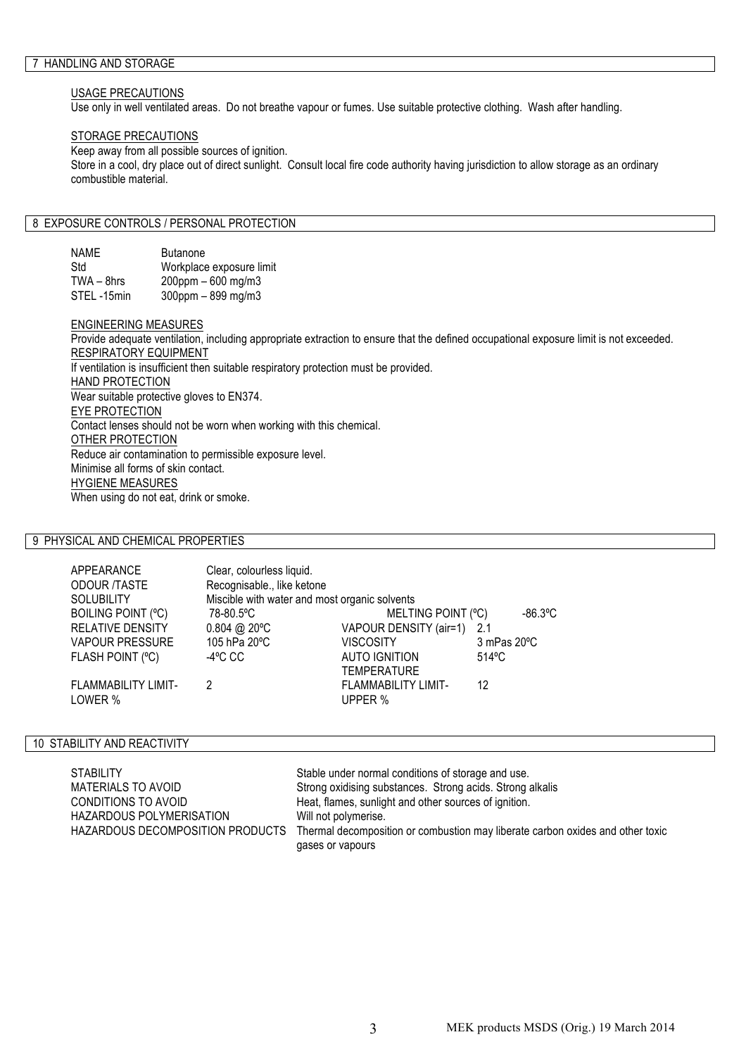## 7 HANDLING AND STORAGE

USAGE PRECAUTIONS

Use only in well ventilated areas. Do not breathe vapour or fumes. Use suitable protective clothing. Wash after handling.

STORAGE PRECAUTIONS

Keep away from all possible sources of ignition.
Store in a cool, dry place out of direct sunlight. Consult local fire code authority having jurisdiction to allow storage as an ordinary combustible material.

## 8 EXPOSURE CONTROLS / PERSONAL PROTECTION

| | |
|---|---|
| NAME | Butanone |
| Std | Workplace exposure limit |
| TWA – 8hrs | 200ppm – 600 mg/m3 |
| STEL -15min | 300ppm – 899 mg/m3 |

ENGINEERING MEASURES

Provide adequate ventilation, including appropriate extraction to ensure that the defined occupational exposure limit is not exceeded.

RESPIRATORY EQUIPMENT

If ventilation is insufficient then suitable respiratory protection must be provided.

HAND PROTECTION

Wear suitable protective gloves to EN374.

EYE PROTECTION

Contact lenses should not be worn when working with this chemical.

OTHER PROTECTION

Reduce air contamination to permissible exposure level.
Minimise all forms of skin contact.

HYGIENE MEASURES

When using do not eat, drink or smoke.

## 9 PHYSICAL AND CHEMICAL PROPERTIES

| | | | |
|---|---|---|---|
| APPEARANCE | Clear, colourless liquid. | | |
| ODOUR /TASTE | Recognisable., like ketone | | |
| SOLUBILITY | Miscible with water and most organic solvents | | |
| BOILING POINT (ºC) | 78-80.5ºC | MELTING POINT (ºC) | -86.3ºC |
| RELATIVE DENSITY | 0.804 @ 20ºC | VAPOUR DENSITY (air=1) | 2.1 |
| VAPOUR PRESSURE | 105 hPa 20ºC | VISCOSITY | 3 mPas 20ºC |
| FLASH POINT (ºC) | -4ºC CC | AUTO IGNITION TEMPERATURE | 514ºC |
| FLAMMABILITY LIMIT- LOWER % | 2 | FLAMMABILITY LIMIT- UPPER % | 12 |

## 10 STABILITY AND REACTIVITY

| | |
|---|---|
| STABILITY | Stable under normal conditions of storage and use. |
| MATERIALS TO AVOID | Strong oxidising substances. Strong acids. Strong alkalis |
| CONDITIONS TO AVOID | Heat, flames, sunlight and other sources of ignition. |
| HAZARDOUS POLYMERISATION | Will not polymerise. |
| HAZARDOUS DECOMPOSITION PRODUCTS | Thermal decomposition or combustion may liberate carbon oxides and other toxic gases or vapours |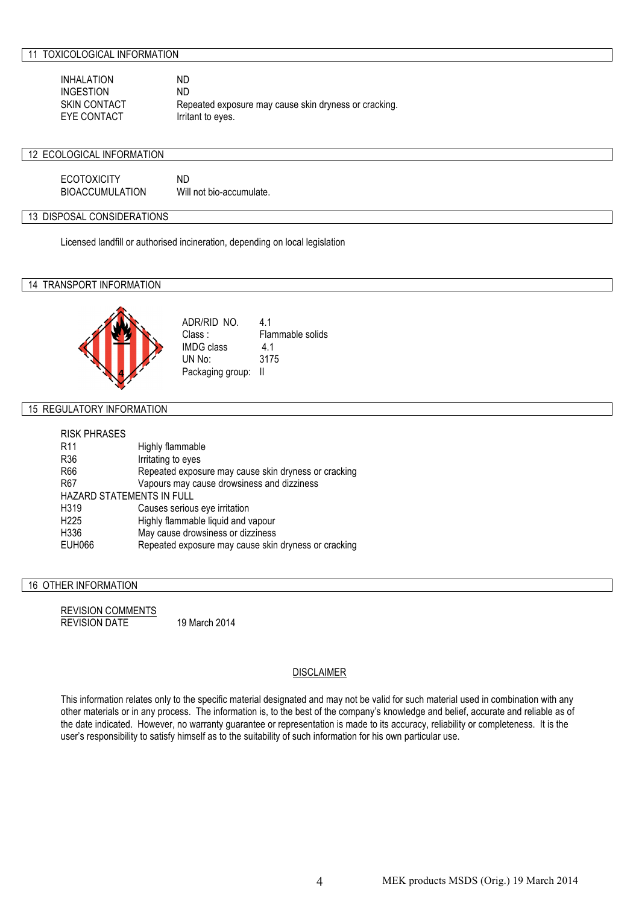## 11 TOXICOLOGICAL INFORMATION

| | |
|---|---|
| INHALATION | ND |
| INGESTION | ND |
| SKIN CONTACT | Repeated exposure may cause skin dryness or cracking. |
| EYE CONTACT | Irritant to eyes. |

## 12 ECOLOGICAL INFORMATION

| | |
|---|---|
| ECOTOXICITY | ND |
| BIOACCUMULATION | Will not bio-accumulate. |

## 13 DISPOSAL CONSIDERATIONS

Licensed landfill or authorised incineration, depending on local legislation

## 14 TRANSPORT INFORMATION

| | |
|---|---|
| ADR/RID NO. | 4.1 |
| Class : | Flammable solids |
| IMDG class | 4.1 |
| UN No: | 3175 |
| Packaging group: | II |

## 15 REGULATORY INFORMATION

RISK PHRASES

| | |
|---|---|
| R11 | Highly flammable |
| R36 | Irritating to eyes |
| R66 | Repeated exposure may cause skin dryness or cracking |
| R67 | Vapours may cause drowsiness and dizziness |

HAZARD STATEMENTS IN FULL

| | |
|---|---|
| H319 | Causes serious eye irritation |
| H225 | Highly flammable liquid and vapour |
| H336 | May cause drowsiness or dizziness |
| EUH066 | Repeated exposure may cause skin dryness or cracking |

## 16 OTHER INFORMATION

REVISION COMMENTS

REVISION DATE 19 March 2014

### DISCLAIMER

This information relates only to the specific material designated and may not be valid for such material used in combination with any other materials or in any process. The information is, to the best of the company's knowledge and belief, accurate and reliable as of the date indicated. However, no warranty guarantee or representation is made to its accuracy, reliability or completeness. It is the user's responsibility to satisfy himself as to the suitability of such information for his own particular use.